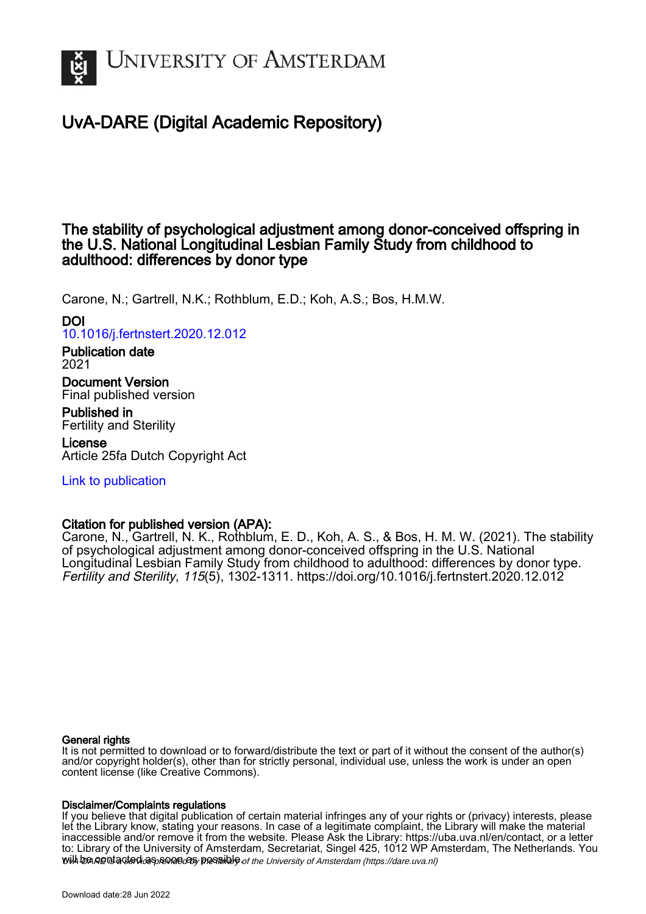UNIVERSITY OF AMSTERDAM

# UvA-DARE (Digital Academic Repository)

## The stability of psychological adjustment among donor-conceived offspring in the U.S. National Longitudinal Lesbian Family Study from childhood to adulthood: differences by donor type

Carone, N.; Gartrell, N.K.; Rothblum, E.D.; Koh, A.S.; Bos, H.M.W.

**DOI**
10.1016/j.fertnstert.2020.12.012

**Publication date**
2021

**Document Version**
Final published version

**Published in**
Fertility and Sterility

**License**
Article 25fa Dutch Copyright Act

Link to publication

**Citation for published version (APA):**
Carone, N., Gartrell, N. K., Rothblum, E. D., Koh, A. S., & Bos, H. M. W. (2021). The stability of psychological adjustment among donor-conceived offspring in the U.S. National Longitudinal Lesbian Family Study from childhood to adulthood: differences by donor type. *Fertility and Sterility*, *115*(5), 1302-1311. https://doi.org/10.1016/j.fertnstert.2020.12.012

**General rights**
It is not permitted to download or to forward/distribute the text or part of it without the consent of the author(s) and/or copyright holder(s), other than for strictly personal, individual use, unless the work is under an open content license (like Creative Commons).

**Disclaimer/Complaints regulations**
If you believe that digital publication of certain material infringes any of your rights or (privacy) interests, please let the Library know, stating your reasons. In case of a legitimate complaint, the Library will make the material inaccessible and/or remove it from the website. Please Ask the Library: https://uba.uva.nl/en/contact, or a letter to: Library of the University of Amsterdam, Secretariat, Singel 425, 1012 WP Amsterdam, The Netherlands. You will be contacted as soon as possible.

*UvA-DARE is a service provided by the library of the University of Amsterdam (https://dare.uva.nl)*

Download date:28 Jun 2022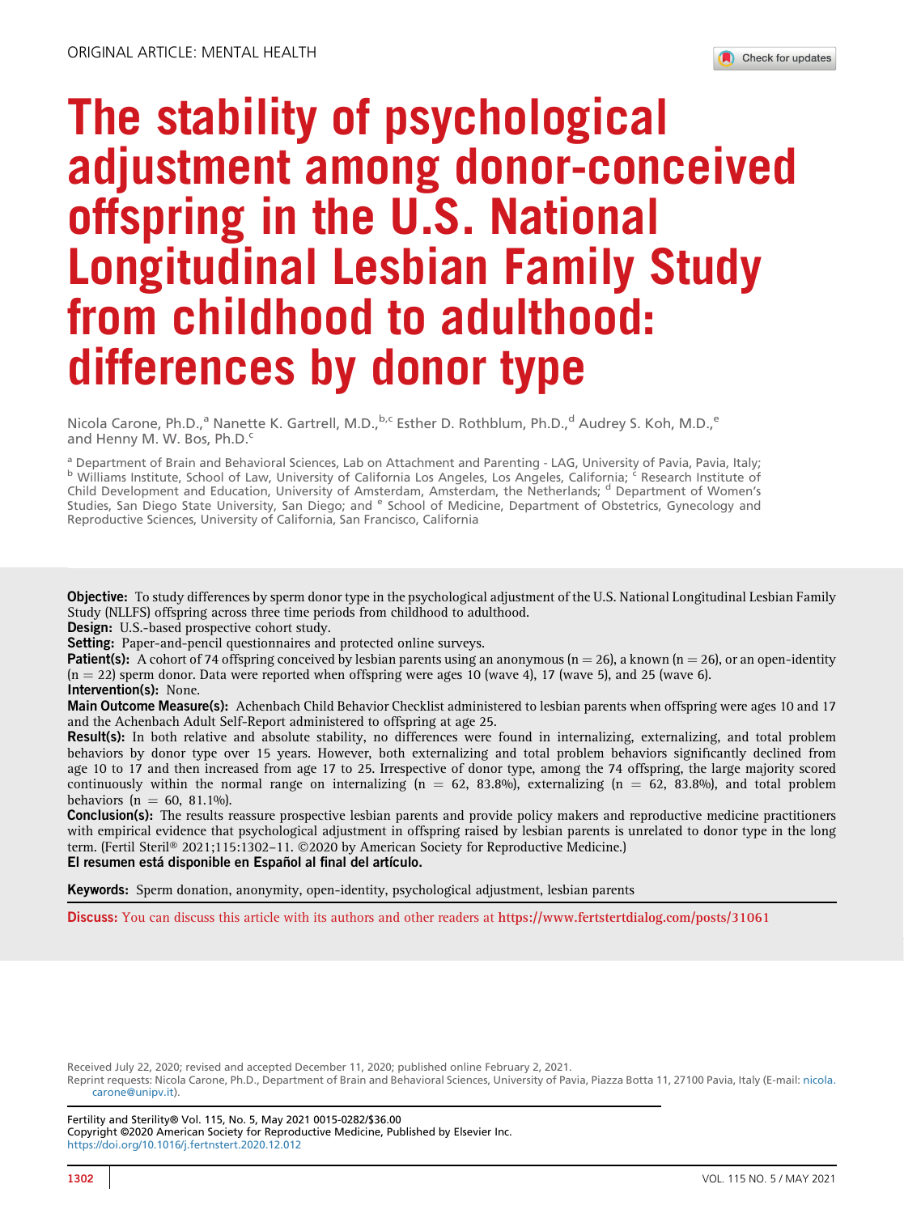ORIGINAL ARTICLE: MENTAL HEALTH

# The stability of psychological adjustment among donor-conceived offspring in the U.S. National Longitudinal Lesbian Family Study from childhood to adulthood: differences by donor type

Nicola Carone, Ph.D.,[a] Nanette K. Gartrell, M.D.,[b,c] Esther D. Rothblum, Ph.D.,[d] Audrey S. Koh, M.D.,[e] and Henny M. W. Bos, Ph.D.[c]

[a] Department of Brain and Behavioral Sciences, Lab on Attachment and Parenting - LAG, University of Pavia, Pavia, Italy; [b] Williams Institute, School of Law, University of California Los Angeles, Los Angeles, California; [c] Research Institute of Child Development and Education, University of Amsterdam, Amsterdam, the Netherlands; [d] Department of Women's Studies, San Diego State University, San Diego; and [e] School of Medicine, Department of Obstetrics, Gynecology and Reproductive Sciences, University of California, San Francisco, California

**Objective:** To study differences by sperm donor type in the psychological adjustment of the U.S. National Longitudinal Lesbian Family Study (NLLFS) offspring across three time periods from childhood to adulthood.

**Design:** U.S.-based prospective cohort study.

**Setting:** Paper-and-pencil questionnaires and protected online surveys.

**Patient(s):** A cohort of 74 offspring conceived by lesbian parents using an anonymous (n = 26), a known (n = 26), or an open-identity (n = 22) sperm donor. Data were reported when offspring were ages 10 (wave 4), 17 (wave 5), and 25 (wave 6).

**Intervention(s):** None.

**Main Outcome Measure(s):** Achenbach Child Behavior Checklist administered to lesbian parents when offspring were ages 10 and 17 and the Achenbach Adult Self-Report administered to offspring at age 25.

**Result(s):** In both relative and absolute stability, no differences were found in internalizing, externalizing, and total problem behaviors by donor type over 15 years. However, both externalizing and total problem behaviors significantly declined from age 10 to 17 and then increased from age 17 to 25. Irrespective of donor type, among the 74 offspring, the large majority scored continuously within the normal range on internalizing (n = 62, 83.8%), externalizing (n = 62, 83.8%), and total problem behaviors (n = 60, 81.1%).

**Conclusion(s):** The results reassure prospective lesbian parents and provide policy makers and reproductive medicine practitioners with empirical evidence that psychological adjustment in offspring raised by lesbian parents is unrelated to donor type in the long term. (Fertil Steril® 2021;115:1302–11. ©2020 by American Society for Reproductive Medicine.)

**El resumen está disponible en Español al final del artículo.**

**Keywords:** Sperm donation, anonymity, open-identity, psychological adjustment, lesbian parents

Discuss: You can discuss this article with its authors and other readers at https://www.fertstertdialog.com/posts/31061

Received July 22, 2020; revised and accepted December 11, 2020; published online February 2, 2021.

Reprint requests: Nicola Carone, Ph.D., Department of Brain and Behavioral Sciences, University of Pavia, Piazza Botta 11, 27100 Pavia, Italy (E-mail: nicola.carone@unipv.it).

Fertility and Sterility® Vol. 115, No. 5, May 2021 0015-0282/$36.00
Copyright ©2020 American Society for Reproductive Medicine, Published by Elsevier Inc.
https://doi.org/10.1016/j.fertnstert.2020.12.012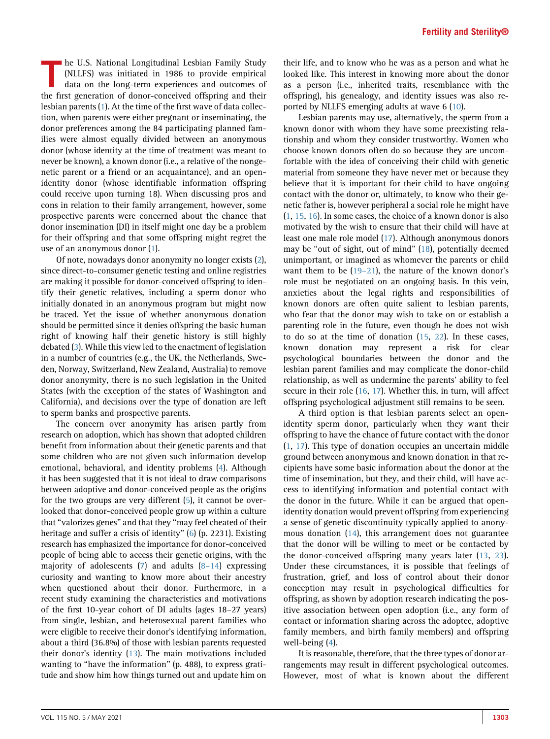The U.S. National Longitudinal Lesbian Family Study (NLLFS) was initiated in 1986 to provide empirical data on the long-term experiences and outcomes of the first generation of donor-conceived offspring and their lesbian parents (1). At the time of the first wave of data collection, when parents were either pregnant or inseminating, the donor preferences among the 84 participating planned families were almost equally divided between an anonymous donor (whose identity at the time of treatment was meant to never be known), a known donor (i.e., a relative of the nongenetic parent or a friend or an acquaintance), and an open-identity donor (whose identifiable information offspring could receive upon turning 18). When discussing pros and cons in relation to their family arrangement, however, some prospective parents were concerned about the chance that donor insemination (DI) in itself might one day be a problem for their offspring and that some offspring might regret the use of an anonymous donor (1).

Of note, nowadays donor anonymity no longer exists (2), since direct-to-consumer genetic testing and online registries are making it possible for donor-conceived offspring to identify their genetic relatives, including a sperm donor who initially donated in an anonymous program but might now be traced. Yet the issue of whether anonymous donation should be permitted since it denies offspring the basic human right of knowing half their genetic history is still highly debated (3). While this view led to the enactment of legislation in a number of countries (e.g., the UK, the Netherlands, Sweden, Norway, Switzerland, New Zealand, Australia) to remove donor anonymity, there is no such legislation in the United States (with the exception of the states of Washington and California), and decisions over the type of donation are left to sperm banks and prospective parents.

The concern over anonymity has arisen partly from research on adoption, which has shown that adopted children benefit from information about their genetic parents and that some children who are not given such information develop emotional, behavioral, and identity problems (4). Although it has been suggested that it is not ideal to draw comparisons between adoptive and donor-conceived people as the origins for the two groups are very different (5), it cannot be overlooked that donor-conceived people grow up within a culture that "valorizes genes" and that they "may feel cheated of their heritage and suffer a crisis of identity" (6) (p. 2231). Existing research has emphasized the importance for donor-conceived people of being able to access their genetic origins, with the majority of adolescents (7) and adults (8–14) expressing curiosity and wanting to know more about their ancestry when questioned about their donor. Furthermore, in a recent study examining the characteristics and motivations of the first 10-year cohort of DI adults (ages 18–27 years) from single, lesbian, and heterosexual parent families who were eligible to receive their donor's identifying information, about a third (36.8%) of those with lesbian parents requested their donor's identity (13). The main motivations included wanting to "have the information" (p. 488), to express gratitude and show him how things turned out and update him on their life, and to know who he was as a person and what he looked like. This interest in knowing more about the donor as a person (i.e., inherited traits, resemblance with the offspring), his genealogy, and identity issues was also reported by NLLFS emerging adults at wave 6 (10).

Lesbian parents may use, alternatively, the sperm from a known donor with whom they have some preexisting relationship and whom they consider trustworthy. Women who choose known donors often do so because they are uncomfortable with the idea of conceiving their child with genetic material from someone they have never met or because they believe that it is important for their child to have ongoing contact with the donor or, ultimately, to know who their genetic father is, however peripheral a social role he might have (1, 15, 16). In some cases, the choice of a known donor is also motivated by the wish to ensure that their child will have at least one male role model (17). Although anonymous donors may be "out of sight, out of mind" (18), potentially deemed unimportant, or imagined as whomever the parents or child want them to be (19–21), the nature of the known donor's role must be negotiated on an ongoing basis. In this vein, anxieties about the legal rights and responsibilities of known donors are often quite salient to lesbian parents, who fear that the donor may wish to take on or establish a parenting role in the future, even though he does not wish to do so at the time of donation (15, 22). In these cases, known donation may represent a risk for clear psychological boundaries between the donor and the lesbian parent families and may complicate the donor-child relationship, as well as undermine the parents' ability to feel secure in their role (16, 17). Whether this, in turn, will affect offspring psychological adjustment still remains to be seen.

A third option is that lesbian parents select an open-identity sperm donor, particularly when they want their offspring to have the chance of future contact with the donor (1, 17). This type of donation occupies an uncertain middle ground between anonymous and known donation in that recipients have some basic information about the donor at the time of insemination, but they, and their child, will have access to identifying information and potential contact with the donor in the future. While it can be argued that open-identity donation would prevent offspring from experiencing a sense of genetic discontinuity typically applied to anonymous donation (14), this arrangement does not guarantee that the donor will be willing to meet or be contacted by the donor-conceived offspring many years later (13, 23). Under these circumstances, it is possible that feelings of frustration, grief, and loss of control about their donor conception may result in psychological difficulties for offspring, as shown by adoption research indicating the positive association between open adoption (i.e., any form of contact or information sharing across the adoptee, adoptive family members, and birth family members) and offspring well-being (4).

It is reasonable, therefore, that the three types of donor arrangements may result in different psychological outcomes. However, most of what is known about the different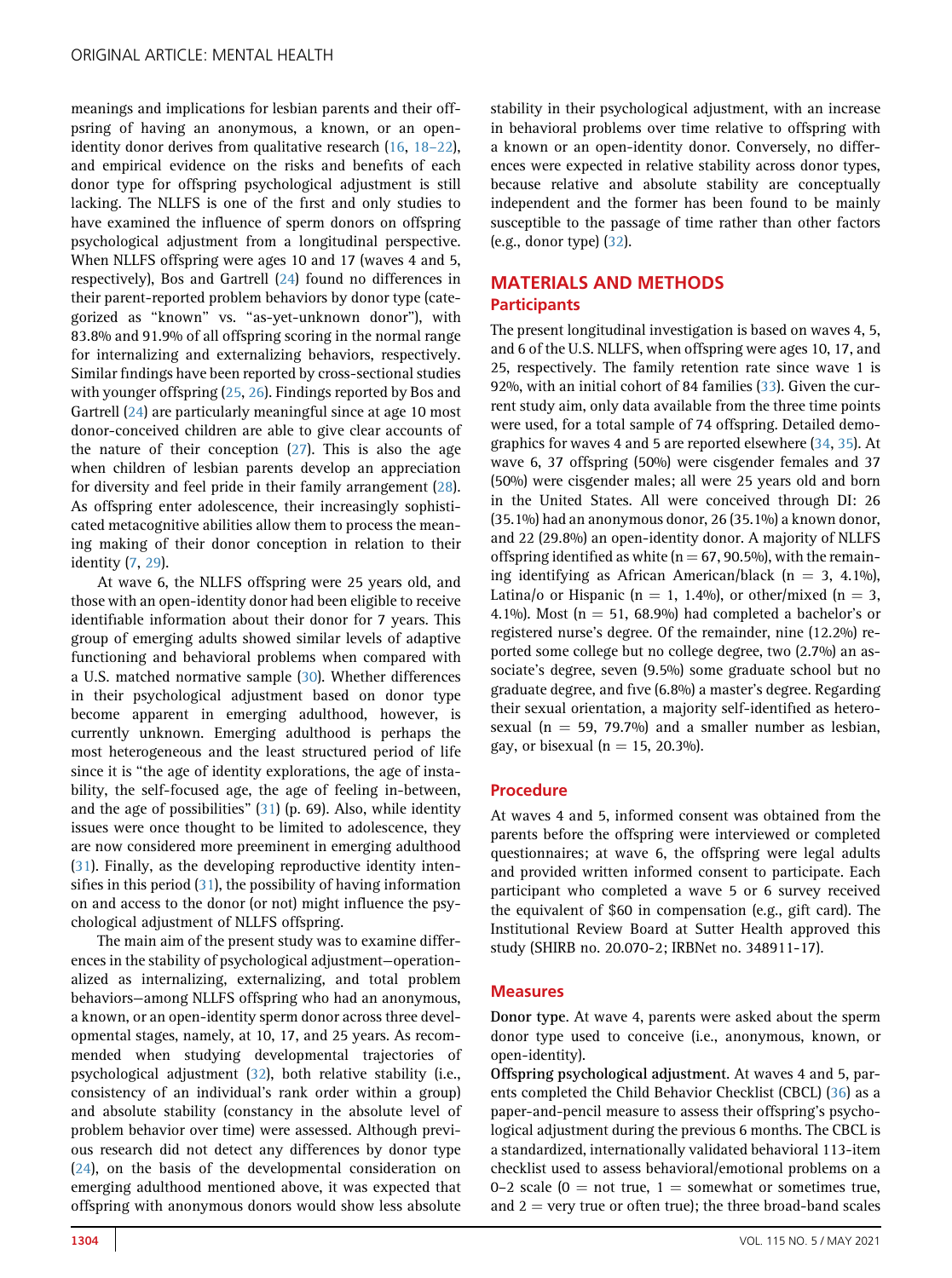meanings and implications for lesbian parents and their offspring of having an anonymous, a known, or an open-identity donor derives from qualitative research (16, 18–22), and empirical evidence on the risks and benefits of each donor type for offspring psychological adjustment is still lacking. The NLLFS is one of the first and only studies to have examined the influence of sperm donors on offspring psychological adjustment from a longitudinal perspective. When NLLFS offspring were ages 10 and 17 (waves 4 and 5, respectively), Bos and Gartrell (24) found no differences in their parent-reported problem behaviors by donor type (categorized as "known" vs. "as-yet-unknown donor"), with 83.8% and 91.9% of all offspring scoring in the normal range for internalizing and externalizing behaviors, respectively. Similar findings have been reported by cross-sectional studies with younger offspring (25, 26). Findings reported by Bos and Gartrell (24) are particularly meaningful since at age 10 most donor-conceived children are able to give clear accounts of the nature of their conception (27). This is also the age when children of lesbian parents develop an appreciation for diversity and feel pride in their family arrangement (28). As offspring enter adolescence, their increasingly sophisticated metacognitive abilities allow them to process the meaning making of their donor conception in relation to their identity (7, 29).

At wave 6, the NLLFS offspring were 25 years old, and those with an open-identity donor had been eligible to receive identifiable information about their donor for 7 years. This group of emerging adults showed similar levels of adaptive functioning and behavioral problems when compared with a U.S. matched normative sample (30). Whether differences in their psychological adjustment based on donor type become apparent in emerging adulthood, however, is currently unknown. Emerging adulthood is perhaps the most heterogeneous and the least structured period of life since it is "the age of identity explorations, the age of instability, the self-focused age, the age of feeling in-between, and the age of possibilities" (31) (p. 69). Also, while identity issues were once thought to be limited to adolescence, they are now considered more preeminent in emerging adulthood (31). Finally, as the developing reproductive identity intensifies in this period (31), the possibility of having information on and access to the donor (or not) might influence the psychological adjustment of NLLFS offspring.

The main aim of the present study was to examine differences in the stability of psychological adjustment—operationalized as internalizing, externalizing, and total problem behaviors—among NLLFS offspring who had an anonymous, a known, or an open-identity sperm donor across three developmental stages, namely, at 10, 17, and 25 years. As recommended when studying developmental trajectories of psychological adjustment (32), both relative stability (i.e., consistency of an individual's rank order within a group) and absolute stability (constancy in the absolute level of problem behavior over time) were assessed. Although previous research did not detect any differences by donor type (24), on the basis of the developmental consideration on emerging adulthood mentioned above, it was expected that offspring with anonymous donors would show less absolute stability in their psychological adjustment, with an increase in behavioral problems over time relative to offspring with a known or an open-identity donor. Conversely, no differences were expected in relative stability across donor types, because relative and absolute stability are conceptually independent and the former has been found to be mainly susceptible to the passage of time rather than other factors (e.g., donor type) (32).

## MATERIALS AND METHODS

### Participants

The present longitudinal investigation is based on waves 4, 5, and 6 of the U.S. NLLFS, when offspring were ages 10, 17, and 25, respectively. The family retention rate since wave 1 is 92%, with an initial cohort of 84 families (33). Given the current study aim, only data available from the three time points were used, for a total sample of 74 offspring. Detailed demographics for waves 4 and 5 are reported elsewhere (34, 35). At wave 6, 37 offspring (50%) were cisgender females and 37 (50%) were cisgender males; all were 25 years old and born in the United States. All were conceived through DI: 26 (35.1%) had an anonymous donor, 26 (35.1%) a known donor, and 22 (29.8%) an open-identity donor. A majority of NLLFS offspring identified as white (n = 67, 90.5%), with the remaining identifying as African American/black (n = 3, 4.1%), Latina/o or Hispanic (n = 1, 1.4%), or other/mixed (n = 3, 4.1%). Most (n = 51, 68.9%) had completed a bachelor's or registered nurse's degree. Of the remainder, nine (12.2%) reported some college but no college degree, two (2.7%) an associate's degree, seven (9.5%) some graduate school but no graduate degree, and five (6.8%) a master's degree. Regarding their sexual orientation, a majority self-identified as heterosexual (n = 59, 79.7%) and a smaller number as lesbian, gay, or bisexual (n = 15, 20.3%).

### Procedure

At waves 4 and 5, informed consent was obtained from the parents before the offspring were interviewed or completed questionnaires; at wave 6, the offspring were legal adults and provided written informed consent to participate. Each participant who completed a wave 5 or 6 survey received the equivalent of $60 in compensation (e.g., gift card). The Institutional Review Board at Sutter Health approved this study (SHIRB no. 20.070-2; IRBNet no. 348911-17).

### Measures

**Donor type.** At wave 4, parents were asked about the sperm donor type used to conceive (i.e., anonymous, known, or open-identity).

**Offspring psychological adjustment.** At waves 4 and 5, parents completed the Child Behavior Checklist (CBCL) (36) as a paper-and-pencil measure to assess their offspring's psychological adjustment during the previous 6 months. The CBCL is a standardized, internationally validated behavioral 113-item checklist used to assess behavioral/emotional problems on a 0–2 scale (0 = not true, 1 = somewhat or sometimes true, and 2 = very true or often true); the three broad-band scales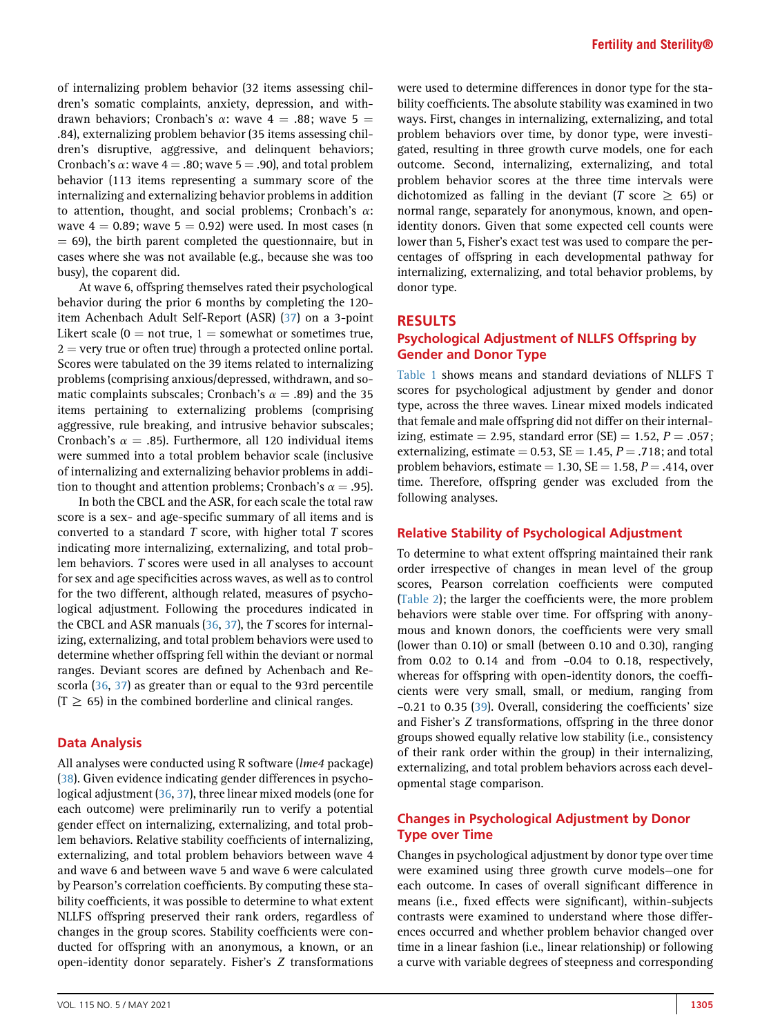of internalizing problem behavior (32 items assessing children's somatic complaints, anxiety, depression, and withdrawn behaviors; Cronbach's $\alpha$: wave 4 = .88; wave 5 = .84), externalizing problem behavior (35 items assessing children's disruptive, aggressive, and delinquent behaviors; Cronbach's $\alpha$: wave 4 = .80; wave 5 = .90), and total problem behavior (113 items representing a summary score of the internalizing and externalizing behavior problems in addition to attention, thought, and social problems; Cronbach's $\alpha$: wave 4 = 0.89; wave 5 = 0.92) were used. In most cases (n = 69), the birth parent completed the questionnaire, but in cases where she was not available (e.g., because she was too busy), the coparent did.

At wave 6, offspring themselves rated their psychological behavior during the prior 6 months by completing the 120-item Achenbach Adult Self-Report (ASR) (37) on a 3-point Likert scale (0 = not true, 1 = somewhat or sometimes true, 2 = very true or often true) through a protected online portal. Scores were tabulated on the 39 items related to internalizing problems (comprising anxious/depressed, withdrawn, and somatic complaints subscales; Cronbach's $\alpha$ = .89) and the 35 items pertaining to externalizing problems (comprising aggressive, rule breaking, and intrusive behavior subscales; Cronbach's $\alpha$ = .85). Furthermore, all 120 individual items were summed into a total problem behavior scale (inclusive of internalizing and externalizing behavior problems in addition to thought and attention problems; Cronbach's $\alpha$ = .95).

In both the CBCL and the ASR, for each scale the total raw score is a sex- and age-specific summary of all items and is converted to a standard *T* score, with higher total *T* scores indicating more internalizing, externalizing, and total problem behaviors. *T* scores were used in all analyses to account for sex and age specificities across waves, as well as to control for the two different, although related, measures of psychological adjustment. Following the procedures indicated in the CBCL and ASR manuals (36, 37), the *T* scores for internalizing, externalizing, and total problem behaviors were used to determine whether offspring fell within the deviant or normal ranges. Deviant scores are defined by Achenbach and Rescorla (36, 37) as greater than or equal to the 93rd percentile ($T \geq 65$) in the combined borderline and clinical ranges.

### Data Analysis

All analyses were conducted using R software (*lme4* package) (38). Given evidence indicating gender differences in psychological adjustment (36, 37), three linear mixed models (one for each outcome) were preliminarily run to verify a potential gender effect on internalizing, externalizing, and total problem behaviors. Relative stability coefficients of internalizing, externalizing, and total problem behaviors between wave 4 and wave 6 and between wave 5 and wave 6 were calculated by Pearson's correlation coefficients. By computing these stability coefficients, it was possible to determine to what extent NLLFS offspring preserved their rank orders, regardless of changes in the group scores. Stability coefficients were conducted for offspring with an anonymous, a known, or an open-identity donor separately. Fisher's *Z* transformations were used to determine differences in donor type for the stability coefficients. The absolute stability was examined in two ways. First, changes in internalizing, externalizing, and total problem behaviors over time, by donor type, were investigated, resulting in three growth curve models, one for each outcome. Second, internalizing, externalizing, and total problem behavior scores at the three time intervals were dichotomized as falling in the deviant ($T$ score $\geq$ 65) or normal range, separately for anonymous, known, and open-identity donors. Given that some expected cell counts were lower than 5, Fisher's exact test was used to compare the percentages of offspring in each developmental pathway for internalizing, externalizing, and total behavior problems, by donor type.

## RESULTS

### Psychological Adjustment of NLLFS Offspring by Gender and Donor Type

Table 1 shows means and standard deviations of NLLFS T scores for psychological adjustment by gender and donor type, across the three waves. Linear mixed models indicated that female and male offspring did not differ on their internalizing, estimate = 2.95, standard error (SE) = 1.52, $P$ = .057; externalizing, estimate = 0.53, SE = 1.45, $P$ = .718; and total problem behaviors, estimate = 1.30, SE = 1.58, $P$ = .414, over time. Therefore, offspring gender was excluded from the following analyses.

### Relative Stability of Psychological Adjustment

To determine to what extent offspring maintained their rank order irrespective of changes in mean level of the group scores, Pearson correlation coefficients were computed (Table 2); the larger the coefficients were, the more problem behaviors were stable over time. For offspring with anonymous and known donors, the coefficients were very small (lower than 0.10) or small (between 0.10 and 0.30), ranging from 0.02 to 0.14 and from −0.04 to 0.18, respectively, whereas for offspring with open-identity donors, the coefficients were very small, small, or medium, ranging from −0.21 to 0.35 (39). Overall, considering the coefficients' size and Fisher's *Z* transformations, offspring in the three donor groups showed equally relative low stability (i.e., consistency of their rank order within the group) in their internalizing, externalizing, and total problem behaviors across each developmental stage comparison.

### Changes in Psychological Adjustment by Donor Type over Time

Changes in psychological adjustment by donor type over time were examined using three growth curve models—one for each outcome. In cases of overall significant difference in means (i.e., fixed effects were significant), within-subjects contrasts were examined to understand where those differences occurred and whether problem behavior changed over time in a linear fashion (i.e., linear relationship) or following a curve with variable degrees of steepness and corresponding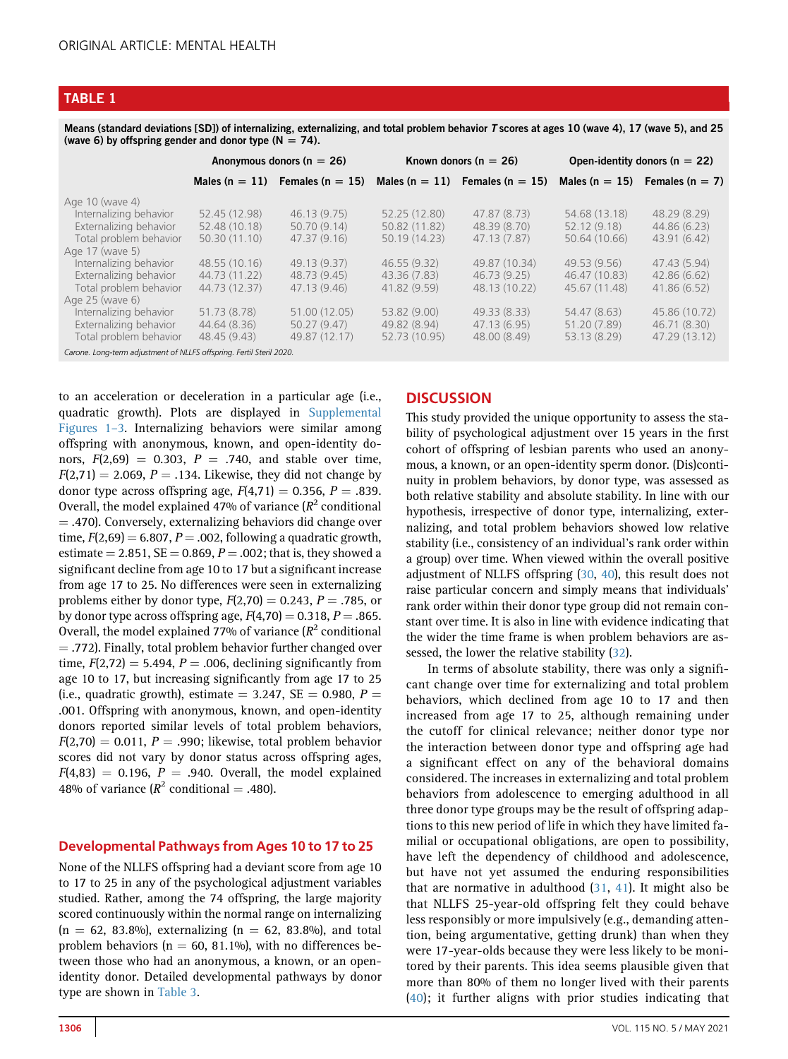## TABLE 1

Means (standard deviations [SD]) of internalizing, externalizing, and total problem behavior *T* scores at ages 10 (wave 4), 17 (wave 5), and 25 (wave 6) by offspring gender and donor type (N = 74).

| | Anonymous donors (n = 26) | | Known donors (n = 26) | | Open-identity donors (n = 22) | |
|---|---|---|---|---|---|---|
| | Males (n = 11) | Females (n = 15) | Males (n = 11) | Females (n = 15) | Males (n = 15) | Females (n = 7) |
| Age 10 (wave 4) | | | | | | |
| Internalizing behavior | 52.45 (12.98) | 46.13 (9.75) | 52.25 (12.80) | 47.87 (8.73) | 54.68 (13.18) | 48.29 (8.29) |
| Externalizing behavior | 52.48 (10.18) | 50.70 (9.14) | 50.82 (11.82) | 48.39 (8.70) | 52.12 (9.18) | 44.86 (6.23) |
| Total problem behavior | 50.30 (11.10) | 47.37 (9.16) | 50.19 (14.23) | 47.13 (7.87) | 50.64 (10.66) | 43.91 (6.42) |
| Age 17 (wave 5) | | | | | | |
| Internalizing behavior | 48.55 (10.16) | 49.13 (9.37) | 46.55 (9.32) | 49.87 (10.34) | 49.53 (9.56) | 47.43 (5.94) |
| Externalizing behavior | 44.73 (11.22) | 48.73 (9.45) | 43.36 (7.83) | 46.73 (9.25) | 46.47 (10.83) | 42.86 (6.62) |
| Total problem behavior | 44.73 (12.37) | 47.13 (9.46) | 41.82 (9.59) | 48.13 (10.22) | 45.67 (11.48) | 41.86 (6.52) |
| Age 25 (wave 6) | | | | | | |
| Internalizing behavior | 51.73 (8.78) | 51.00 (12.05) | 53.82 (9.00) | 49.33 (8.33) | 54.47 (8.63) | 45.86 (10.72) |
| Externalizing behavior | 44.64 (8.36) | 50.27 (9.47) | 49.82 (8.94) | 47.13 (6.95) | 51.20 (7.89) | 46.71 (8.30) |
| Total problem behavior | 48.45 (9.43) | 49.87 (12.17) | 52.73 (10.95) | 48.00 (8.49) | 53.13 (8.29) | 47.29 (13.12) |

*Carone. Long-term adjustment of NLLFS offspring. Fertil Steril 2020.*

to an acceleration or deceleration in a particular age (i.e., quadratic growth). Plots are displayed in Supplemental Figures 1–3. Internalizing behaviors were similar among offspring with anonymous, known, and open-identity donors, $F(2,69) = 0.303$, $P = .740$, and stable over time, $F(2,71) = 2.069$, $P = .134$. Likewise, they did not change by donor type across offspring age, $F(4,71) = 0.356$, $P = .839$. Overall, the model explained 47% of variance ($R^2$ conditional $= .470$). Conversely, externalizing behaviors did change over time, $F(2,69) = 6.807$, $P = .002$, following a quadratic growth, estimate $= 2.851$, SE $= 0.869$, $P = .002$; that is, they showed a significant decline from age 10 to 17 but a significant increase from age 17 to 25. No differences were seen in externalizing problems either by donor type, $F(2,70) = 0.243$, $P = .785$, or by donor type across offspring age, $F(4,70) = 0.318$, $P = .865$. Overall, the model explained 77% of variance ($R^2$ conditional $= .772$). Finally, total problem behavior further changed over time, $F(2,72) = 5.494$, $P = .006$, declining significantly from age 10 to 17, but increasing significantly from age 17 to 25 (i.e., quadratic growth), estimate $= 3.247$, SE $= 0.980$, $P = .001$. Offspring with anonymous, known, and open-identity donors reported similar levels of total problem behaviors, $F(2,70) = 0.011$, $P = .990$; likewise, total problem behavior scores did not vary by donor status across offspring ages, $F(4,83) = 0.196$, $P = .940$. Overall, the model explained 48% of variance ($R^2$ conditional $= .480$).

### Developmental Pathways from Ages 10 to 17 to 25

None of the NLLFS offspring had a deviant score from age 10 to 17 to 25 in any of the psychological adjustment variables studied. Rather, among the 74 offspring, the large majority scored continuously within the normal range on internalizing (n = 62, 83.8%), externalizing (n = 62, 83.8%), and total problem behaviors (n = 60, 81.1%), with no differences between those who had an anonymous, a known, or an open-identity donor. Detailed developmental pathways by donor type are shown in Table 3.

## DISCUSSION

This study provided the unique opportunity to assess the stability of psychological adjustment over 15 years in the first cohort of offspring of lesbian parents who used an anonymous, a known, or an open-identity sperm donor. (Dis)continuity in problem behaviors, by donor type, was assessed as both relative stability and absolute stability. In line with our hypothesis, irrespective of donor type, internalizing, externalizing, and total problem behaviors showed low relative stability (i.e., consistency of an individual's rank order within a group) over time. When viewed within the overall positive adjustment of NLLFS offspring (30, 40), this result does not raise particular concern and simply means that individuals' rank order within their donor type group did not remain constant over time. It is also in line with evidence indicating that the wider the time frame is when problem behaviors are assessed, the lower the relative stability (32).

In terms of absolute stability, there was only a significant change over time for externalizing and total problem behaviors, which declined from age 10 to 17 and then increased from age 17 to 25, although remaining under the cutoff for clinical relevance; neither donor type nor the interaction between donor type and offspring age had a significant effect on any of the behavioral domains considered. The increases in externalizing and total problem behaviors from adolescence to emerging adulthood in all three donor type groups may be the result of offspring adaptations to this new period of life in which they have limited familial or occupational obligations, are open to possibility, have left the dependency of childhood and adolescence, but have not yet assumed the enduring responsibilities that are normative in adulthood (31, 41). It might also be that NLLFS 25-year-old offspring felt they could behave less responsibly or more impulsively (e.g., demanding attention, being argumentative, getting drunk) than when they were 17-year-olds because they were less likely to be monitored by their parents. This idea seems plausible given that more than 80% of them no longer lived with their parents (40); it further aligns with prior studies indicating that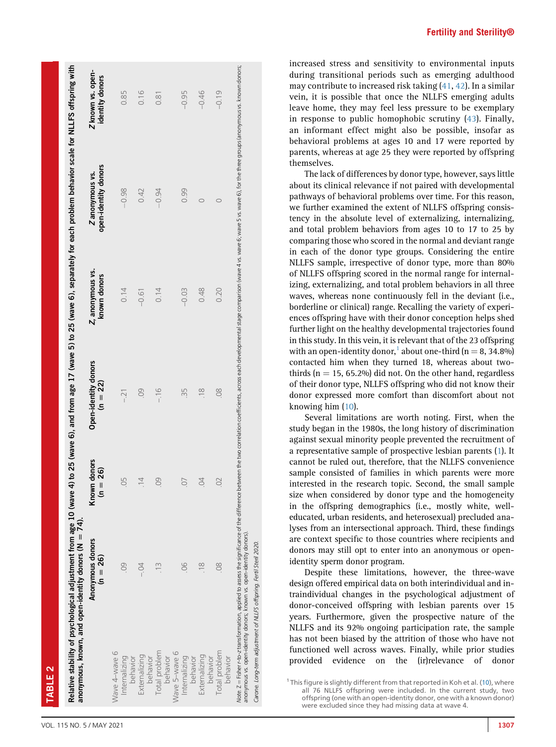**TABLE 2**

Relative stability of psychological adjustment from age 10 (wave 4) to 25 (wave 6), and from age 17 (wave 5) to 25 (wave 6), separately for each problem behavior scale for NLLFS offspring with anonymous, known, and open-identity donors (N = 74).

| | Anonymous donors (n = 26) | Known donors (n = 26) | Open-identity donors (n = 22) | Z, anonymous vs. known donors | Z anonymous vs. open-identity donors | Z known vs. open-identity donors |
|---|---|---|---|---|---|---|
| Wave 4–wave 6 | | | | | | |
| Internalizing behavior | .09 | .05 | −.21 | 0.14 | −0.98 | 0.85 |
| Externalizing behavior | −.04 | .14 | .09 | −0.61 | 0.42 | 0.16 |
| Total problem behavior | .13 | .09 | −.16 | 0.14 | −0.94 | 0.81 |
| Wave 5–wave 6 | | | | | | |
| Internalizing behavior | .06 | .07 | .35 | −0.03 | 0.99 | −0.95 |
| Externalizing behavior | .18 | .04 | .18 | 0.48 | 0 | −0.46 |
| Total problem behavior | .08 | .02 | .08 | 0.20 | 0 | −0.19 |

*Note:* Z = Fisher r-to-z transformation, applied to assess the significance of the difference between the two correlation coefficients, across each developmental stage comparison (wave 4 vs. wave 6; wave 5 vs. wave 6), for the three groups (anonymous vs. known donors; anonymous vs. open-identity donors; known vs. open-identity donors).

*Carone. Long-term adjustment of NLLFS offspring. Fertil Steril 2020.*

increased stress and sensitivity to environmental inputs during transitional periods such as emerging adulthood may contribute to increased risk taking (41, 42). In a similar vein, it is possible that once the NLLFS emerging adults leave home, they may feel less pressure to be exemplary in response to public homophobic scrutiny (43). Finally, an informant effect might also be possible, insofar as behavioral problems at ages 10 and 17 were reported by parents, whereas at age 25 they were reported by offspring themselves.

The lack of differences by donor type, however, says little about its clinical relevance if not paired with developmental pathways of behavioral problems over time. For this reason, we further examined the extent of NLLFS offspring consistency in the absolute level of externalizing, internalizing, and total problem behaviors from ages 10 to 17 to 25 by comparing those who scored in the normal and deviant range in each of the donor type groups. Considering the entire NLLFS sample, irrespective of donor type, more than 80% of NLLFS offspring scored in the normal range for internalizing, externalizing, and total problem behaviors in all three waves, whereas none continuously fell in the deviant (i.e., borderline or clinical) range. Recalling the variety of experiences offspring have with their donor conception helps shed further light on the healthy developmental trajectories found in this study. In this vein, it is relevant that of the 23 offspring with an open-identity donor,[1] about one-third (n = 8, 34.8%) contacted him when they turned 18, whereas about two-thirds (n = 15, 65.2%) did not. On the other hand, regardless of their donor type, NLLFS offspring who did not know their donor expressed more comfort than discomfort about not knowing him (10).

Several limitations are worth noting. First, when the study began in the 1980s, the long history of discrimination against sexual minority people prevented the recruitment of a representative sample of prospective lesbian parents (1). It cannot be ruled out, therefore, that the NLLFS convenience sample consisted of families in which parents were more interested in the research topic. Second, the small sample size when considered by donor type and the homogeneity in the offspring demographics (i.e., mostly white, well-educated, urban residents, and heterosexual) precluded analyses from an intersectional approach. Third, these findings are context specific to those countries where recipients and donors may still opt to enter into an anonymous or open-identity sperm donor program.

Despite these limitations, however, the three-wave design offered empirical data on both interindividual and intraindividual changes in the psychological adjustment of donor-conceived offspring with lesbian parents over 15 years. Furthermore, given the prospective nature of the NLLFS and its 92% ongoing participation rate, the sample has not been biased by the attrition of those who have not functioned well across waves. Finally, while prior studies provided evidence on the (ir)relevance of donor

[1] This figure is slightly different from that reported in Koh et al. (10), where all 76 NLLFS offspring were included. In the current study, two offspring (one with an open-identity donor, one with a known donor) were excluded since they had missing data at wave 4.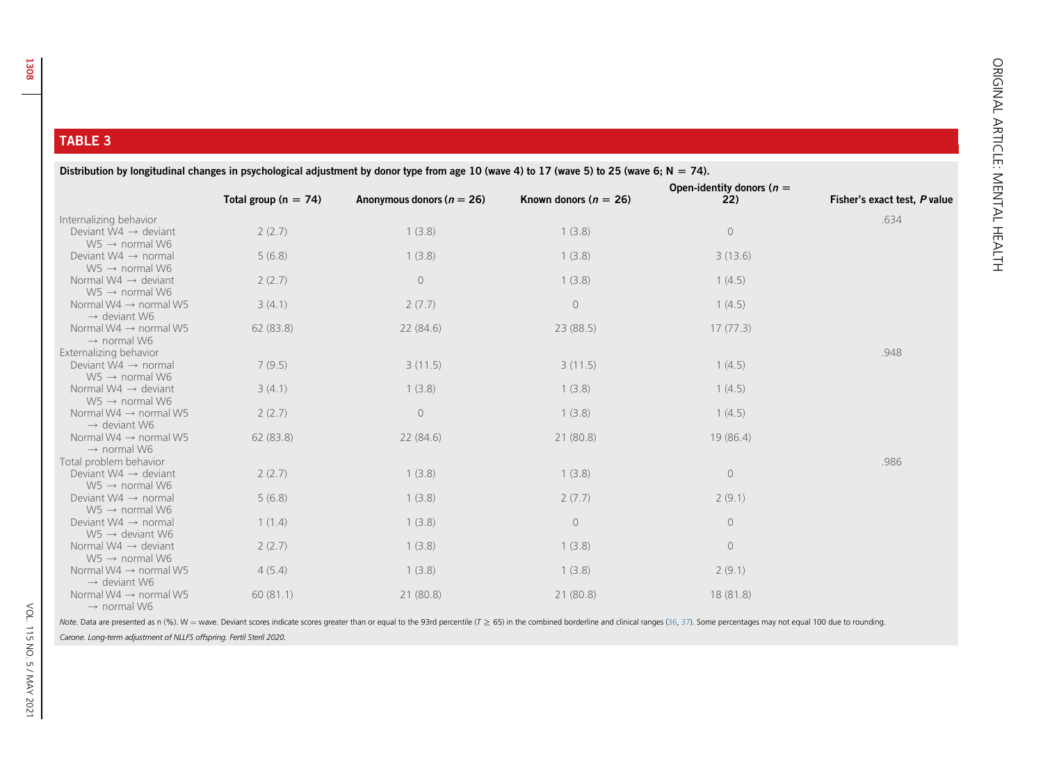## TABLE 3

Distribution by longitudinal changes in psychological adjustment by donor type from age 10 (wave 4) to 17 (wave 5) to 25 (wave 6; N = 74).

| | Total group (n = 74) | Anonymous donors (n = 26) | Known donors (n = 26) | Open-identity donors (n = 22) | Fisher's exact test, P value |
|---|---|---|---|---|---|
| Internalizing behavior | | | | | .634 |
| Deviant W4 → deviant W5 → normal W6 | 2 (2.7) | 1 (3.8) | 1 (3.8) | 0 | |
| Deviant W4 → normal W5 → normal W6 | 5 (6.8) | 1 (3.8) | 1 (3.8) | 3 (13.6) | |
| Normal W4 → deviant W5 → normal W6 | 2 (2.7) | 0 | 1 (3.8) | 1 (4.5) | |
| Normal W4 → normal W5 → deviant W6 | 3 (4.1) | 2 (7.7) | 0 | 1 (4.5) | |
| Normal W4 → normal W5 → normal W6 | 62 (83.8) | 22 (84.6) | 23 (88.5) | 17 (77.3) | |
| Externalizing behavior | | | | | .948 |
| Deviant W4 → normal W5 → normal W6 | 7 (9.5) | 3 (11.5) | 3 (11.5) | 1 (4.5) | |
| Normal W4 → deviant W5 → normal W6 | 3 (4.1) | 1 (3.8) | 1 (3.8) | 1 (4.5) | |
| Normal W4 → normal W5 → deviant W6 | 2 (2.7) | 0 | 1 (3.8) | 1 (4.5) | |
| Normal W4 → normal W5 → normal W6 | 62 (83.8) | 22 (84.6) | 21 (80.8) | 19 (86.4) | |
| Total problem behavior | | | | | .986 |
| Deviant W4 → deviant W5 → normal W6 | 2 (2.7) | 1 (3.8) | 1 (3.8) | 0 | |
| Deviant W4 → normal W5 → normal W6 | 5 (6.8) | 1 (3.8) | 2 (7.7) | 2 (9.1) | |
| Deviant W4 → normal W5 → deviant W6 | 1 (1.4) | 1 (3.8) | 0 | 0 | |
| Normal W4 → deviant W5 → normal W6 | 2 (2.7) | 1 (3.8) | 1 (3.8) | 0 | |
| Normal W4 → normal W5 → deviant W6 | 4 (5.4) | 1 (3.8) | 1 (3.8) | 2 (9.1) | |
| Normal W4 → normal W5 → normal W6 | 60 (81.1) | 21 (80.8) | 21 (80.8) | 18 (81.8) | |

*Note.* Data are presented as n (%). W = wave. Deviant scores indicate scores greater than or equal to the 93rd percentile ($T \geq 65$) in the combined borderline and clinical ranges (36, 37). Some percentages may not equal 100 due to rounding.

*Carone. Long-term adjustment of NLLFS offspring. Fertil Steril 2020.*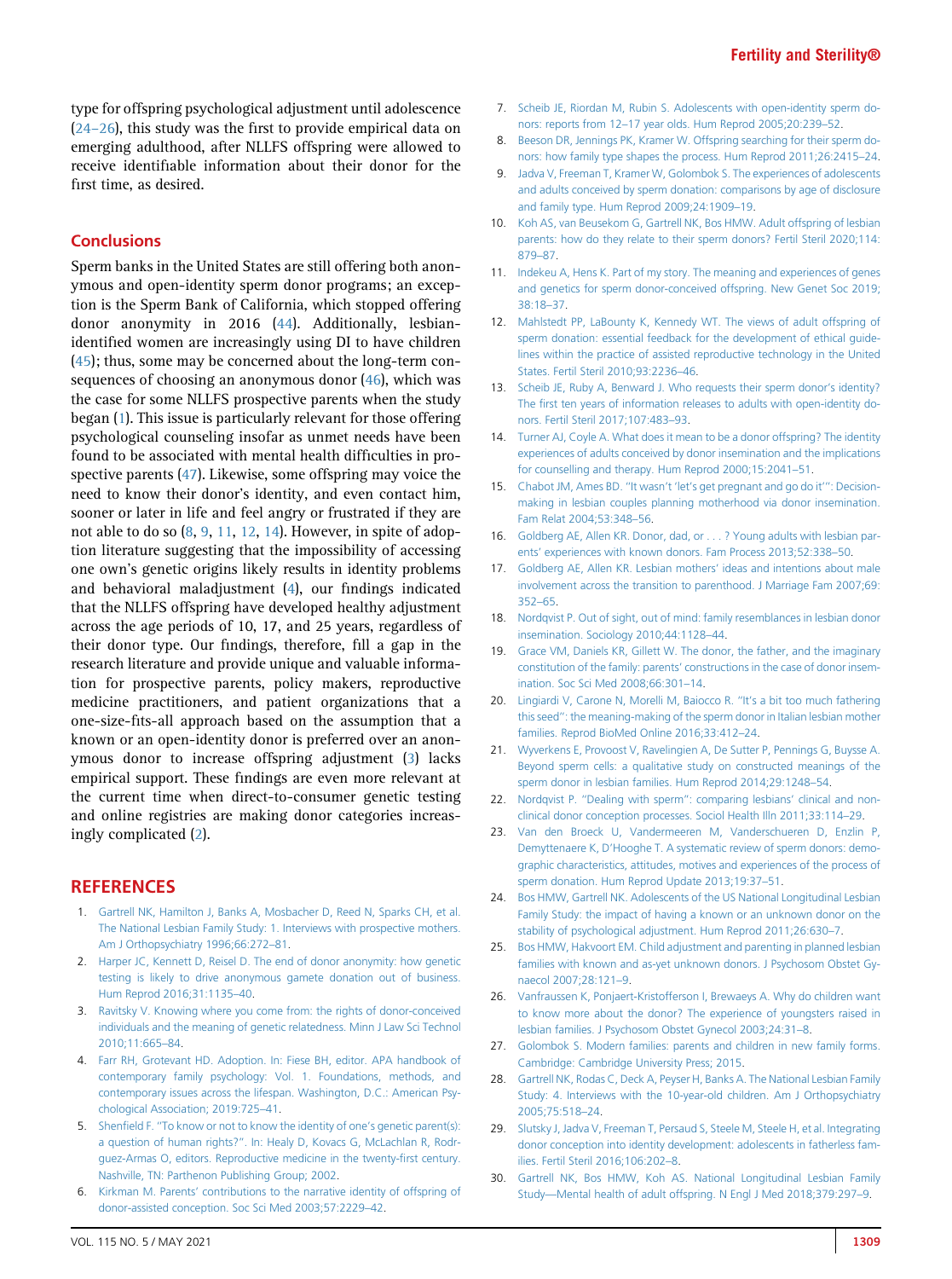type for offspring psychological adjustment until adolescence (24–26), this study was the first to provide empirical data on emerging adulthood, after NLLFS offspring were allowed to receive identifiable information about their donor for the first time, as desired.

## Conclusions

Sperm banks in the United States are still offering both anonymous and open-identity sperm donor programs; an exception is the Sperm Bank of California, which stopped offering donor anonymity in 2016 (44). Additionally, lesbian-identified women are increasingly using DI to have children (45); thus, some may be concerned about the long-term consequences of choosing an anonymous donor (46), which was the case for some NLLFS prospective parents when the study began (1). This issue is particularly relevant for those offering psychological counseling insofar as unmet needs have been found to be associated with mental health difficulties in prospective parents (47). Likewise, some offspring may voice the need to know their donor's identity, and even contact him, sooner or later in life and feel angry or frustrated if they are not able to do so (8, 9, 11, 12, 14). However, in spite of adoption literature suggesting that the impossibility of accessing one own's genetic origins likely results in identity problems and behavioral maladjustment (4), our findings indicated that the NLLFS offspring have developed healthy adjustment across the age periods of 10, 17, and 25 years, regardless of their donor type. Our findings, therefore, fill a gap in the research literature and provide unique and valuable information for prospective parents, policy makers, reproductive medicine practitioners, and patient organizations that a one-size-fits-all approach based on the assumption that a known or an open-identity donor is preferred over an anonymous donor to increase offspring adjustment (3) lacks empirical support. These findings are even more relevant at the current time when direct-to-consumer genetic testing and online registries are making donor categories increasingly complicated (2).

## REFERENCES

1. Gartrell NK, Hamilton J, Banks A, Mosbacher D, Reed N, Sparks CH, et al. The National Lesbian Family Study: 1. Interviews with prospective mothers. Am J Orthopsychiatry 1996;66:272–81.
2. Harper JC, Kennett D, Reisel D. The end of donor anonymity: how genetic testing is likely to drive anonymous gamete donation out of business. Hum Reprod 2016;31:1135–40.
3. Ravitsky V. Knowing where you come from: the rights of donor-conceived individuals and the meaning of genetic relatedness. Minn J Law Sci Technol 2010;11:665–84.
4. Farr RH, Grotevant HD. Adoption. In: Fiese BH, editor. APA handbook of contemporary family psychology: Vol. 1. Foundations, methods, and contemporary issues across the lifespan. Washington, D.C.: American Psychological Association; 2019:725–41.
5. Shenfield F. "To know or not to know the identity of one's genetic parent(s): a question of human rights?". In: Healy D, Kovacs G, McLachlan R, Rodrguez-Armas O, editors. Reproductive medicine in the twenty-first century. Nashville, TN: Parthenon Publishing Group; 2002.
6. Kirkman M. Parents' contributions to the narrative identity of offspring of donor-assisted conception. Soc Sci Med 2003;57:2229–42.
7. Scheib JE, Riordan M, Rubin S. Adolescents with open-identity sperm donors: reports from 12–17 year olds. Hum Reprod 2005;20:239–52.
8. Beeson DR, Jennings PK, Kramer W. Offspring searching for their sperm donors: how family type shapes the process. Hum Reprod 2011;26:2415–24.
9. Jadva V, Freeman T, Kramer W, Golombok S. The experiences of adolescents and adults conceived by sperm donation: comparisons by age of disclosure and family type. Hum Reprod 2009;24:1909–19.
10. Koh AS, van Beusekom G, Gartrell NK, Bos HMW. Adult offspring of lesbian parents: how do they relate to their sperm donors? Fertil Steril 2020;114:879–87.
11. Indekeu A, Hens K. Part of my story. The meaning and experiences of genes and genetics for sperm donor-conceived offspring. New Genet Soc 2019;38:18–37.
12. Mahlstedt PP, LaBounty K, Kennedy WT. The views of adult offspring of sperm donation: essential feedback for the development of ethical guidelines within the practice of assisted reproductive technology in the United States. Fertil Steril 2010;93:2236–46.
13. Scheib JE, Ruby A, Benward J. Who requests their sperm donor's identity? The first ten years of information releases to adults with open-identity donors. Fertil Steril 2017;107:483–93.
14. Turner AJ, Coyle A. What does it mean to be a donor offspring? The identity experiences of adults conceived by donor insemination and the implications for counselling and therapy. Hum Reprod 2000;15:2041–51.
15. Chabot JM, Ames BD. "It wasn't 'let's get pregnant and go do it'": Decision-making in lesbian couples planning motherhood via donor insemination. Fam Relat 2004;53:348–56.
16. Goldberg AE, Allen KR. Donor, dad, or . . . ? Young adults with lesbian parents' experiences with known donors. Fam Process 2013;52:338–50.
17. Goldberg AE, Allen KR. Lesbian mothers' ideas and intentions about male involvement across the transition to parenthood. J Marriage Fam 2007;69:352–65.
18. Nordqvist P. Out of sight, out of mind: family resemblances in lesbian donor insemination. Sociology 2010;44:1128–44.
19. Grace VM, Daniels KR, Gillett W. The donor, the father, and the imaginary constitution of the family: parents' constructions in the case of donor insemination. Soc Sci Med 2008;66:301–14.
20. Lingiardi V, Carone N, Morelli M, Baiocco R. "It's a bit too much fathering this seed": the meaning-making of the sperm donor in Italian lesbian mother families. Reprod BioMed Online 2016;33:412–24.
21. Wyverkens E, Provoost V, Ravelingien A, De Sutter P, Pennings G, Buysse A. Beyond sperm cells: a qualitative study on constructed meanings of the sperm donor in lesbian families. Hum Reprod 2014;29:1248–54.
22. Nordqvist P. "Dealing with sperm": comparing lesbians' clinical and non-clinical donor conception processes. Sociol Health Illn 2011;33:114–29.
23. Van den Broeck U, Vandermeeren M, Vanderschueren D, Enzlin P, Demyttenaere K, D'Hooghe T. A systematic review of sperm donors: demographic characteristics, attitudes, motives and experiences of the process of sperm donation. Hum Reprod Update 2013;19:37–51.
24. Bos HMW, Gartrell NK. Adolescents of the US National Longitudinal Lesbian Family Study: the impact of having a known or an unknown donor on the stability of psychological adjustment. Hum Reprod 2011;26:630–7.
25. Bos HMW, Hakvoort EM. Child adjustment and parenting in planned lesbian families with known and as-yet unknown donors. J Psychosom Obstet Gynaecol 2007;28:121–9.
26. Vanfraussen K, Ponjaert-Kristofferson I, Brewaeys A. Why do children want to know more about the donor? The experience of youngsters raised in lesbian families. J Psychosom Obstet Gynecol 2003;24:31–8.
27. Golombok S. Modern families: parents and children in new family forms. Cambridge: Cambridge University Press; 2015.
28. Gartrell NK, Rodas C, Deck A, Peyser H, Banks A. The National Lesbian Family Study: 4. Interviews with the 10-year-old children. Am J Orthopsychiatry 2005;75:518–24.
29. Slutsky J, Jadva V, Freeman T, Persaud S, Steele M, Steele H, et al. Integrating donor conception into identity development: adolescents in fatherless families. Fertil Steril 2016;106:202–8.
30. Gartrell NK, Bos HMW, Koh AS. National Longitudinal Lesbian Family Study—Mental health of adult offspring. N Engl J Med 2018;379:297–9.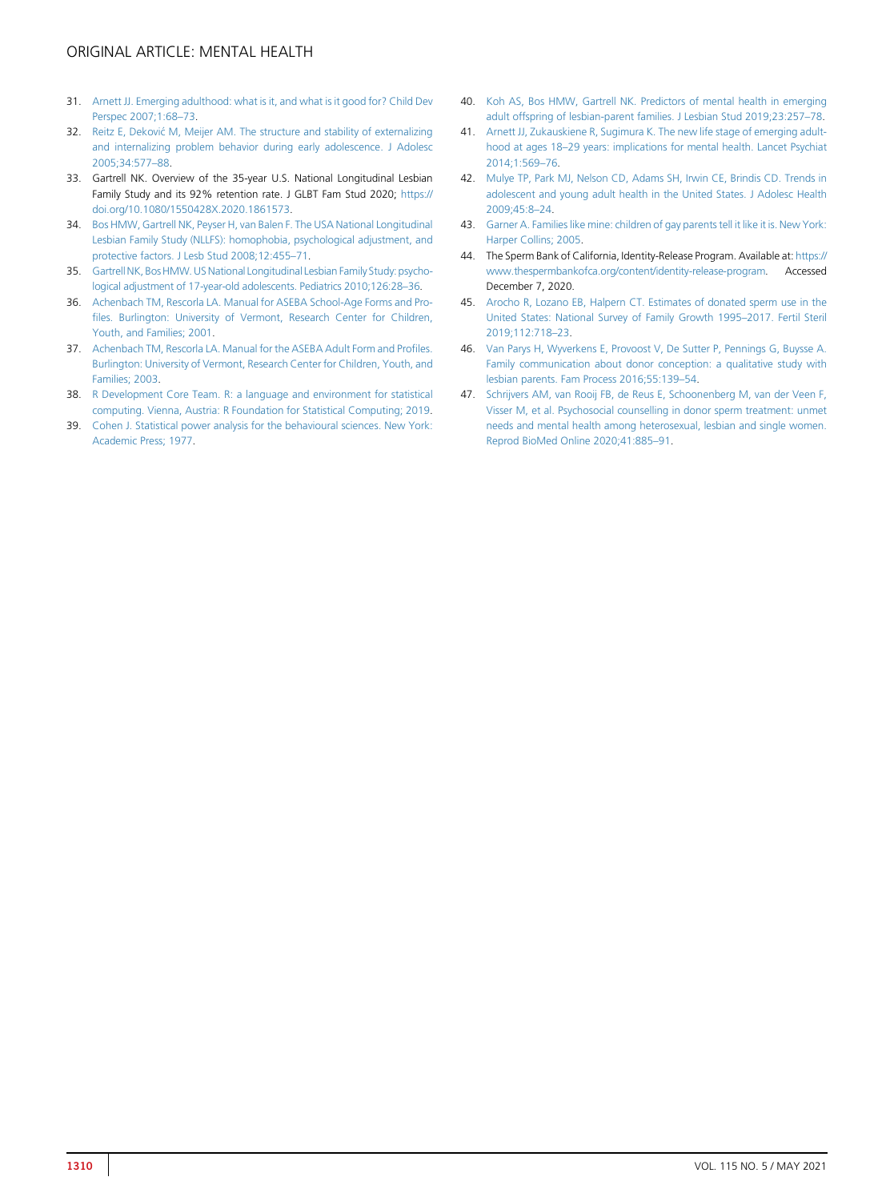31. Arnett JJ. Emerging adulthood: what is it, and what is it good for? Child Dev Perspec 2007;1:68–73.
32. Reitz E, Deković M, Meijer AM. The structure and stability of externalizing and internalizing problem behavior during early adolescence. J Adolesc 2005;34:577–88.
33. Gartrell NK. Overview of the 35-year U.S. National Longitudinal Lesbian Family Study and its 92% retention rate. J GLBT Fam Stud 2020; https://doi.org/10.1080/1550428X.2020.1861573.
34. Bos HMW, Gartrell NK, Peyser H, van Balen F. The USA National Longitudinal Lesbian Family Study (NLLFS): homophobia, psychological adjustment, and protective factors. J Lesb Stud 2008;12:455–71.
35. Gartrell NK, Bos HMW. US National Longitudinal Lesbian Family Study: psychological adjustment of 17-year-old adolescents. Pediatrics 2010;126:28–36.
36. Achenbach TM, Rescorla LA. Manual for ASEBA School-Age Forms and Profiles. Burlington: University of Vermont, Research Center for Children, Youth, and Families; 2001.
37. Achenbach TM, Rescorla LA. Manual for the ASEBA Adult Form and Profiles. Burlington: University of Vermont, Research Center for Children, Youth, and Families; 2003.
38. R Development Core Team. R: a language and environment for statistical computing. Vienna, Austria: R Foundation for Statistical Computing; 2019.
39. Cohen J. Statistical power analysis for the behavioural sciences. New York: Academic Press; 1977.
40. Koh AS, Bos HMW, Gartrell NK. Predictors of mental health in emerging adult offspring of lesbian-parent families. J Lesbian Stud 2019;23:257–78.
41. Arnett JJ, Zukauskiene R, Sugimura K. The new life stage of emerging adulthood at ages 18–29 years: implications for mental health. Lancet Psychiat 2014;1:569–76.
42. Mulye TP, Park MJ, Nelson CD, Adams SH, Irwin CE, Brindis CD. Trends in adolescent and young adult health in the United States. J Adolesc Health 2009;45:8–24.
43. Garner A. Families like mine: children of gay parents tell it like it is. New York: Harper Collins; 2005.
44. The Sperm Bank of California, Identity-Release Program. Available at: https://www.thespermbankofca.org/content/identity-release-program. Accessed December 7, 2020.
45. Arocho R, Lozano EB, Halpern CT. Estimates of donated sperm use in the United States: National Survey of Family Growth 1995–2017. Fertil Steril 2019;112:718–23.
46. Van Parys H, Wyverkens E, Provoost V, De Sutter P, Pennings G, Buysse A. Family communication about donor conception: a qualitative study with lesbian parents. Fam Process 2016;55:139–54.
47. Schrijvers AM, van Rooij FB, de Reus E, Schoonenberg M, van der Veen F, Visser M, et al. Psychosocial counselling in donor sperm treatment: unmet needs and mental health among heterosexual, lesbian and single women. Reprod BioMed Online 2020;41:885–91.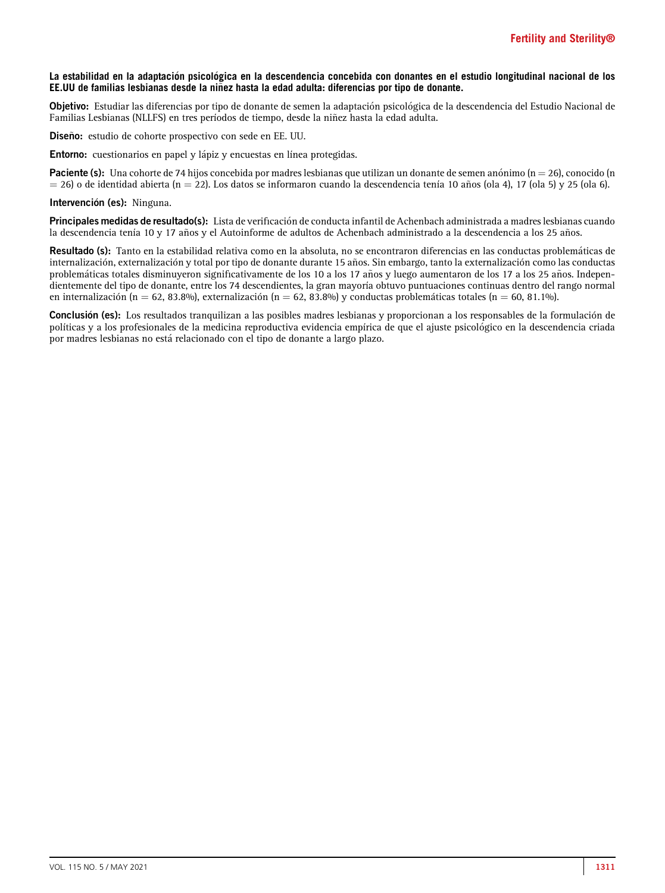**La estabilidad en la adaptación psicológica en la descendencia concebida con donantes en el estudio longitudinal nacional de los EE.UU de familias lesbianas desde la niñez hasta la edad adulta: diferencias por tipo de donante.**

**Objetivo:** Estudiar las diferencias por tipo de donante de semen la adaptación psicológica de la descendencia del Estudio Nacional de Familias Lesbianas (NLLFS) en tres períodos de tiempo, desde la niñez hasta la edad adulta.

**Diseño:** estudio de cohorte prospectivo con sede en EE. UU.

**Entorno:** cuestionarios en papel y lápiz y encuestas en línea protegidas.

**Paciente (s):** Una cohorte de 74 hijos concebida por madres lesbianas que utilizan un donante de semen anónimo (n = 26), conocido (n = 26) o de identidad abierta (n = 22). Los datos se informaron cuando la descendencia tenía 10 años (ola 4), 17 (ola 5) y 25 (ola 6).

**Intervención (es):** Ninguna.

**Principales medidas de resultado(s):** Lista de verificación de conducta infantil de Achenbach administrada a madres lesbianas cuando la descendencia tenía 10 y 17 años y el Autoinforme de adultos de Achenbach administrado a la descendencia a los 25 años.

**Resultado (s):** Tanto en la estabilidad relativa como en la absoluta, no se encontraron diferencias en las conductas problemáticas de internalización, externalización y total por tipo de donante durante 15 años. Sin embargo, tanto la externalización como las conductas problemáticas totales disminuyeron significativamente de los 10 a los 17 años y luego aumentaron de los 17 a los 25 años. Independientemente del tipo de donante, entre los 74 descendientes, la gran mayoría obtuvo puntuaciones continuas dentro del rango normal en internalización (n = 62, 83.8%), externalización (n = 62, 83.8%) y conductas problemáticas totales (n = 60, 81.1%).

**Conclusión (es):** Los resultados tranquilizan a las posibles madres lesbianas y proporcionan a los responsables de la formulación de políticas y a los profesionales de la medicina reproductiva evidencia empírica de que el ajuste psicológico en la descendencia criada por madres lesbianas no está relacionado con el tipo de donante a largo plazo.